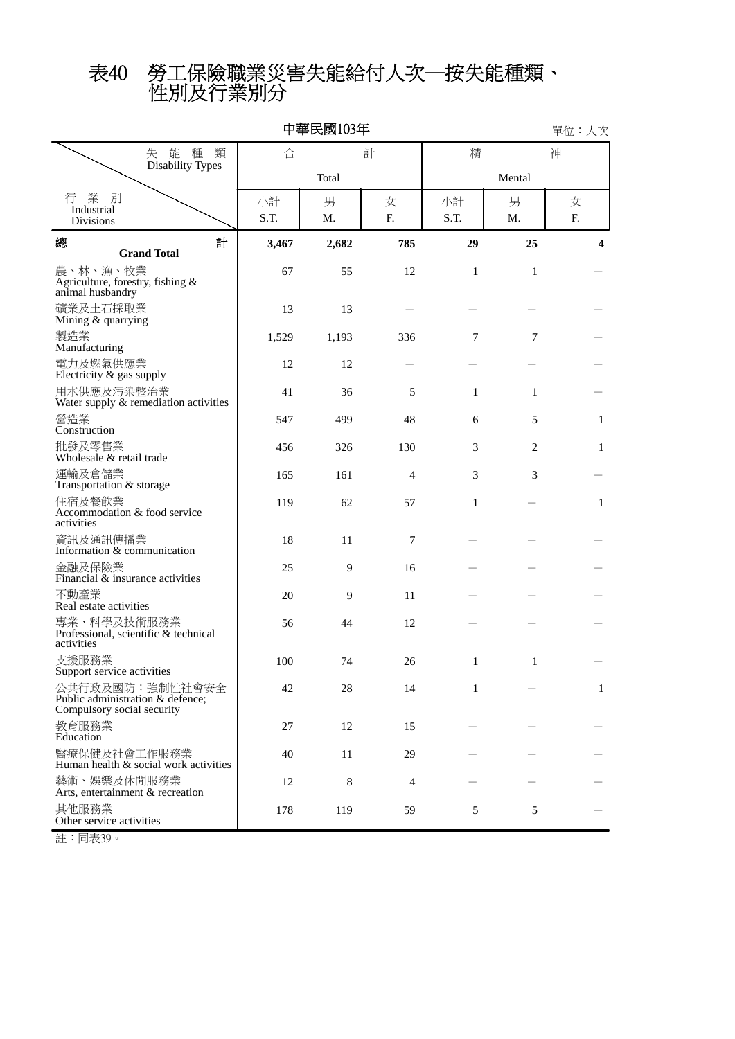# 表40　勞工保險職業災害失能給付人次—按失能種類、性別及行業別分

中華民國103年

單位：人次

| 行業別 Industrial Divisions ＼ 失能種類 Disability Types | 合計 Total | | | 精神 Mental | | |
|---|---|---|---|---|---|---|
| | 小計 S.T. | 男 M. | 女 F. | 小計 S.T. | 男 M. | 女 F. |
| **總計 Grand Total** | **3,467** | **2,682** | **785** | **29** | **25** | **4** |
| 農、林、漁、牧業 Agriculture, forestry, fishing & animal husbandry | 67 | 55 | 12 | 1 | 1 | － |
| 礦業及土石採取業 Mining & quarrying | 13 | 13 | － | － | － | － |
| 製造業 Manufacturing | 1,529 | 1,193 | 336 | 7 | 7 | － |
| 電力及燃氣供應業 Electricity & gas supply | 12 | 12 | － | － | － | － |
| 用水供應及污染整治業 Water supply & remediation activities | 41 | 36 | 5 | 1 | 1 | － |
| 營造業 Construction | 547 | 499 | 48 | 6 | 5 | 1 |
| 批發及零售業 Wholesale & retail trade | 456 | 326 | 130 | 3 | 2 | 1 |
| 運輸及倉儲業 Transportation & storage | 165 | 161 | 4 | 3 | 3 | － |
| 住宿及餐飲業 Accommodation & food service activities | 119 | 62 | 57 | 1 | － | 1 |
| 資訊及通訊傳播業 Information & communication | 18 | 11 | 7 | － | － | － |
| 金融及保險業 Financial & insurance activities | 25 | 9 | 16 | － | － | － |
| 不動產業 Real estate activities | 20 | 9 | 11 | － | － | － |
| 專業、科學及技術服務業 Professional, scientific & technical activities | 56 | 44 | 12 | － | － | － |
| 支援服務業 Support service activities | 100 | 74 | 26 | 1 | 1 | － |
| 公共行政及國防；強制性社會安全 Public administration & defence; Compulsory social security | 42 | 28 | 14 | 1 | － | 1 |
| 教育服務業 Education | 27 | 12 | 15 | － | － | － |
| 醫療保健及社會工作服務業 Human health & social work activities | 40 | 11 | 29 | － | － | － |
| 藝術、娛樂及休閒服務業 Arts, entertainment & recreation | 12 | 8 | 4 | － | － | － |
| 其他服務業 Other service activities | 178 | 119 | 59 | 5 | 5 | － |

註：同表39。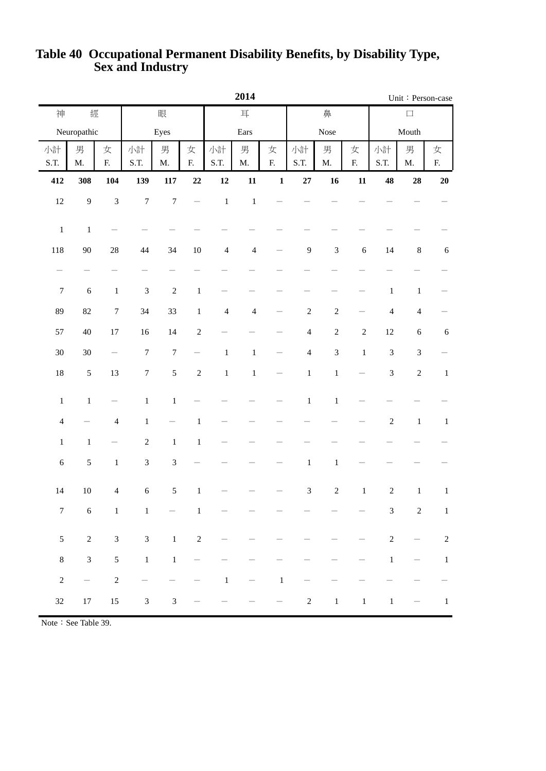# Table 40  Occupational Permanent Disability Benefits, by Disability Type, Sex and Industry

2014

Unit：Person-case

| 神經 Neuropathic | | | 眼 Eyes | | | 耳 Ears | | | 鼻 Nose | | | 口 Mouth | | |
|---|---|---|---|---|---|---|---|---|---|---|---|---|---|---|
| 小計 S.T. | 男 M. | 女 F. | 小計 S.T. | 男 M. | 女 F. | 小計 S.T. | 男 M. | 女 F. | 小計 S.T. | 男 M. | 女 F. | 小計 S.T. | 男 M. | 女 F. |
| **412** | **308** | **104** | **139** | **117** | **22** | **12** | **11** | **1** | **27** | **16** | **11** | **48** | **28** | **20** |
| 12 | 9 | 3 | 7 | 7 | － | 1 | 1 | － | － | － | － | － | － | － |
| 1 | 1 | － | － | － | － | － | － | － | － | － | － | － | － | － |
| 118 | 90 | 28 | 44 | 34 | 10 | 4 | 4 | － | 9 | 3 | 6 | 14 | 8 | 6 |
| － | － | － | － | － | － | － | － | － | － | － | － | － | － | － |
| 7 | 6 | 1 | 3 | 2 | 1 | － | － | － | － | － | － | 1 | 1 | － |
| 89 | 82 | 7 | 34 | 33 | 1 | 4 | 4 | － | 2 | 2 | － | 4 | 4 | － |
| 57 | 40 | 17 | 16 | 14 | 2 | － | － | － | 4 | 2 | 2 | 12 | 6 | 6 |
| 30 | 30 | － | 7 | 7 | － | 1 | 1 | － | 4 | 3 | 1 | 3 | 3 | － |
| 18 | 5 | 13 | 7 | 5 | 2 | 1 | 1 | － | 1 | 1 | － | 3 | 2 | 1 |
| 1 | 1 | － | 1 | 1 | － | － | － | － | 1 | 1 | － | － | － | － |
| 4 | － | 4 | 1 | － | 1 | － | － | － | － | － | － | 2 | 1 | 1 |
| 1 | 1 | － | 2 | 1 | 1 | － | － | － | － | － | － | － | － | － |
| 6 | 5 | 1 | 3 | 3 | － | － | － | － | 1 | 1 | － | － | － | － |
| 14 | 10 | 4 | 6 | 5 | 1 | － | － | － | 3 | 2 | 1 | 2 | 1 | 1 |
| 7 | 6 | 1 | 1 | － | 1 | － | － | － | － | － | － | 3 | 2 | 1 |
| 5 | 2 | 3 | 3 | 1 | 2 | － | － | － | － | － | － | 2 | － | 2 |
| 8 | 3 | 5 | 1 | 1 | － | － | － | － | － | － | － | 1 | － | 1 |
| 2 | － | 2 | － | － | － | 1 | － | 1 | － | － | － | － | － | － |
| 32 | 17 | 15 | 3 | 3 | － | － | － | － | 2 | 1 | 1 | 1 | － | 1 |

Note：See Table 39.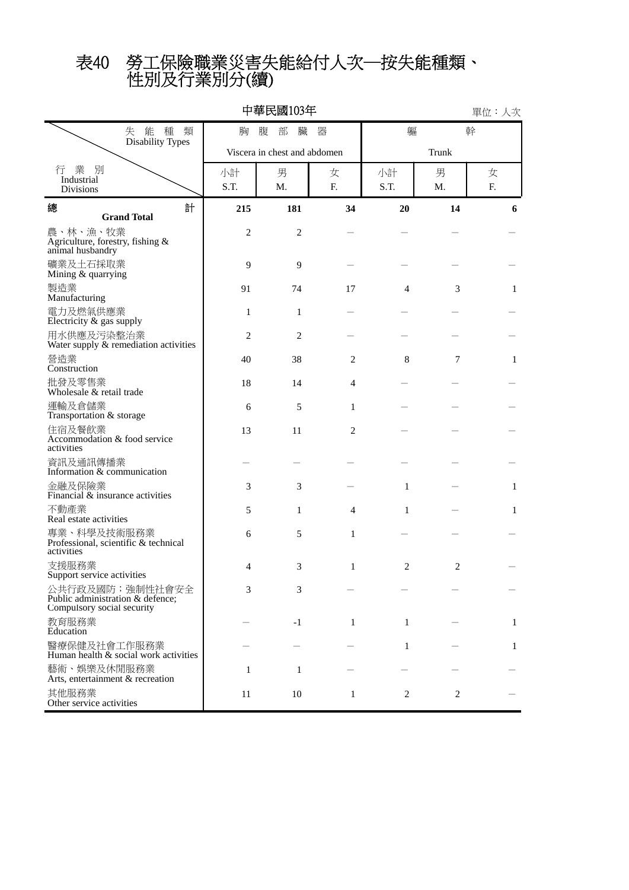# 表40　勞工保險職業災害失能給付人次─按失能種類、性別及行業別分(續)

中華民國103年

單位：人次

| 失能種類 Disability Types / 行業別 Industrial Divisions | 胸腹部臟器 Viscera in chest and abdomen | | | 軀幹 Trunk | | |
|---|---|---|---|---|---|---|
| | 小計 S.T. | 男 M. | 女 F. | 小計 S.T. | 男 M. | 女 F. |
| **總計 Grand Total** | **215** | **181** | **34** | **20** | **14** | **6** |
| 農、林、漁、牧業 Agriculture, forestry, fishing & animal husbandry | 2 | 2 | － | － | － | － |
| 礦業及土石採取業 Mining & quarrying | 9 | 9 | － | － | － | － |
| 製造業 Manufacturing | 91 | 74 | 17 | 4 | 3 | 1 |
| 電力及燃氣供應業 Electricity & gas supply | 1 | 1 | － | － | － | － |
| 用水供應及污染整治業 Water supply & remediation activities | 2 | 2 | － | － | － | － |
| 營造業 Construction | 40 | 38 | 2 | 8 | 7 | 1 |
| 批發及零售業 Wholesale & retail trade | 18 | 14 | 4 | － | － | － |
| 運輸及倉儲業 Transportation & storage | 6 | 5 | 1 | － | － | － |
| 住宿及餐飲業 Accommodation & food service activities | 13 | 11 | 2 | － | － | － |
| 資訊及通訊傳播業 Information & communication | － | － | － | － | － | － |
| 金融及保險業 Financial & insurance activities | 3 | 3 | － | 1 | － | 1 |
| 不動產業 Real estate activities | 5 | 1 | 4 | 1 | － | 1 |
| 專業、科學及技術服務業 Professional, scientific & technical activities | 6 | 5 | 1 | － | － | － |
| 支援服務業 Support service activities | 4 | 3 | 1 | 2 | 2 | － |
| 公共行政及國防；強制性社會安全 Public administration & defence; Compulsory social security | 3 | 3 | － | － | － | － |
| 教育服務業 Education | － | -1 | 1 | 1 | － | 1 |
| 醫療保健及社會工作服務業 Human health & social work activities | － | － | － | 1 | － | 1 |
| 藝術、娛樂及休閒服務業 Arts, entertainment & recreation | 1 | 1 | － | － | － | － |
| 其他服務業 Other service activities | 11 | 10 | 1 | 2 | 2 | － |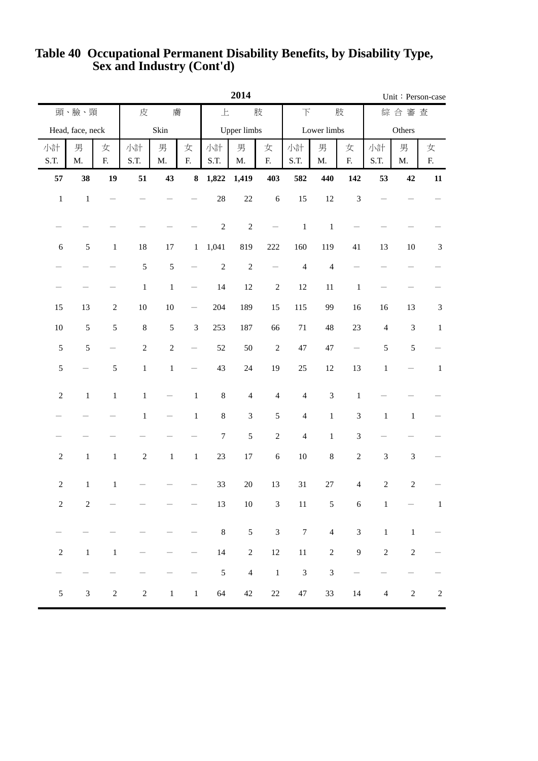# Table 40 Occupational Permanent Disability Benefits, by Disability Type, Sex and Industry (Cont'd)

2014

Unit：Person-case

| 頭、臉、頸 Head, face, neck | | | 皮膚 Skin | | | 上肢 Upper limbs | | | 下肢 Lower limbs | | | 綜合審查 Others | | |
|---|---|---|---|---|---|---|---|---|---|---|---|---|---|---|
| 小計 S.T. | 男 M. | 女 F. | 小計 S.T. | 男 M. | 女 F. | 小計 S.T. | 男 M. | 女 F. | 小計 S.T. | 男 M. | 女 F. | 小計 S.T. | 男 M. | 女 F. |
| **57** | **38** | **19** | **51** | **43** | **8** | **1,822** | **1,419** | **403** | **582** | **440** | **142** | **53** | **42** | **11** |
| 1 | 1 | － | － | － | － | 28 | 22 | 6 | 15 | 12 | 3 | － | － | － |
| － | － | － | － | － | － | 2 | 2 | － | 1 | 1 | － | － | － | － |
| 6 | 5 | 1 | 18 | 17 | 1 | 1,041 | 819 | 222 | 160 | 119 | 41 | 13 | 10 | 3 |
| － | － | － | 5 | 5 | － | 2 | 2 | － | 4 | 4 | － | － | － | － |
| － | － | － | 1 | 1 | － | 14 | 12 | 2 | 12 | 11 | 1 | － | － | － |
| 15 | 13 | 2 | 10 | 10 | － | 204 | 189 | 15 | 115 | 99 | 16 | 16 | 13 | 3 |
| 10 | 5 | 5 | 8 | 5 | 3 | 253 | 187 | 66 | 71 | 48 | 23 | 4 | 3 | 1 |
| 5 | 5 | － | 2 | 2 | － | 52 | 50 | 2 | 47 | 47 | － | 5 | 5 | － |
| 5 | － | 5 | 1 | 1 | － | 43 | 24 | 19 | 25 | 12 | 13 | 1 | － | 1 |
| 2 | 1 | 1 | 1 | － | 1 | 8 | 4 | 4 | 4 | 3 | 1 | － | － | － |
| － | － | － | 1 | － | 1 | 8 | 3 | 5 | 4 | 1 | 3 | 1 | 1 | － |
| － | － | － | － | － | － | 7 | 5 | 2 | 4 | 1 | 3 | － | － | － |
| 2 | 1 | 1 | 2 | 1 | 1 | 23 | 17 | 6 | 10 | 8 | 2 | 3 | 3 | － |
| 2 | 1 | 1 | － | － | － | 33 | 20 | 13 | 31 | 27 | 4 | 2 | 2 | － |
| 2 | 2 | － | － | － | － | 13 | 10 | 3 | 11 | 5 | 6 | 1 | － | 1 |
| － | － | － | － | － | － | 8 | 5 | 3 | 7 | 4 | 3 | 1 | 1 | － |
| 2 | 1 | 1 | － | － | － | 14 | 2 | 12 | 11 | 2 | 9 | 2 | 2 | － |
| － | － | － | － | － | － | 5 | 4 | 1 | 3 | 3 | － | － | － | － |
| 5 | 3 | 2 | 2 | 1 | 1 | 64 | 42 | 22 | 47 | 33 | 14 | 4 | 2 | 2 |